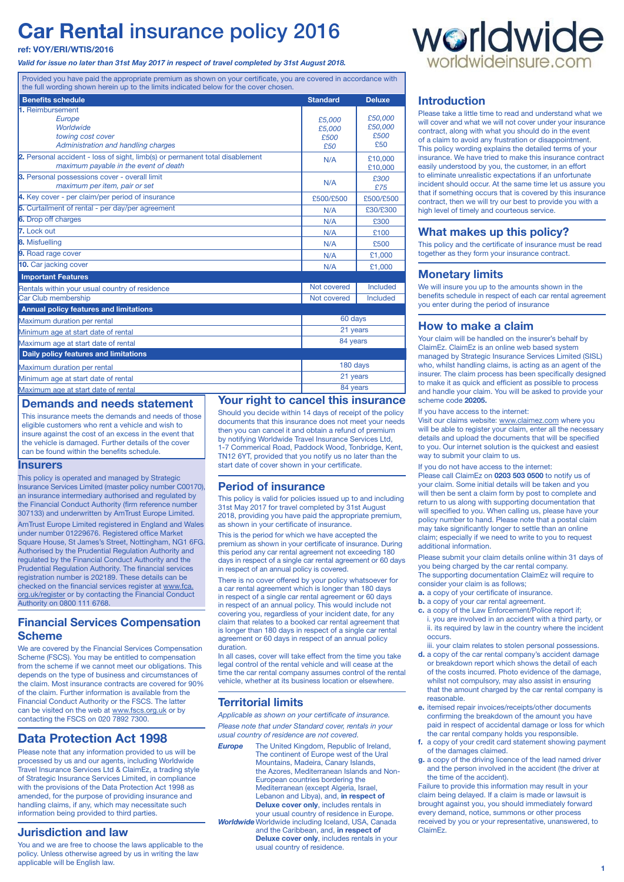# Car Rental insurance policy 2016

**ref: VOY/ERI/WTIS/2016**

***Valid for issue no later than 31st May 2017 in respect of travel completed by 31st August 2018.***

worldwide
worldwideinsure.com

Provided you have paid the appropriate premium as shown on your certificate, you are covered in accordance with the full wording shown herein up to the limits indicated below for the cover chosen.

| Benefits schedule | Standard | Deluxe |
|---|---|---|
| 1. Reimbursement<br>*Europe*<br>*Worldwide*<br>*towing cost cover*<br>*Administration and handling charges* | *£5,000*<br>*£5,000*<br>*£500*<br>*£50* | *£50,000*<br>*£50,000*<br>*£500*<br>*£50* |
| 2. Personal accident - loss of sight, limb(s) or permanent total disablement<br>*maximum payable in the event of death* | N/A | £10,000<br>£10,000 |
| 3. Personal possessions cover - overall limit<br>*maximum per item, pair or set* | N/A | *£300*<br>*£75* |
| 4. Key cover - per claim/per period of insurance | £500/£500 | £500/£500 |
| 5. Curtailment of rental - per day/per agreement | N/A | £30/£300 |
| 6. Drop off charges | N/A | £300 |
| 7. Lock out | N/A | £100 |
| 8. Misfuelling | N/A | £500 |
| 9. Road rage cover | N/A | £1,000 |
| 10. Car jacking cover | N/A | £1,000 |
| **Important Features** | | |
| Rentals within your usual country of residence | Not covered | Included |
| Car Club membership | Not covered | Included |
| **Annual policy features and limitations** | | |
| Maximum duration per rental | 60 days | |
| Minimum age at start date of rental | 21 years | |
| Maximum age at start date of rental | 84 years | |
| **Daily policy features and limitations** | | |
| Maximum duration per rental | 180 days | |
| Minimum age at start date of rental | 21 years | |
| Maximum age at start date of rental | 84 years | |

## Demands and needs statement

This insurance meets the demands and needs of those eligible customers who rent a vehicle and wish to insure against the cost of an excess in the event that the vehicle is damaged. Further details of the cover can be found within the benefits schedule.

## Insurers

This policy is operated and managed by Strategic Insurance Services Limited (master policy number C00170), an insurance intermediary authorised and regulated by the Financial Conduct Authority (firm reference number 307133) and underwritten by AmTrust Europe Limited.

AmTrust Europe Limited registered in England and Wales under number 01229676. Registered office Market Square House, St James's Street, Nottingham, NG1 6FG. Authorised by the Prudential Regulation Authority and regulated by the Financial Conduct Authority and the Prudential Regulation Authority. The financial services registration number is 202189. These details can be checked on the financial services register at www.fca.org.uk/register or by contacting the Financial Conduct Authority on 0800 111 6768.

## Financial Services Compensation Scheme

We are covered by the Financial Services Compensation Scheme (FSCS). You may be entitled to compensation from the scheme if we cannot meet our obligations. This depends on the type of business and circumstances of the claim. Most insurance contracts are covered for 90% of the claim. Further information is available from the Financial Conduct Authority or the FSCS. The latter can be visited on the web at www.fscs.org.uk or by contacting the FSCS on 020 7892 7300.

## Data Protection Act 1998

Please note that any information provided to us will be processed by us and our agents, including Worldwide Travel Insurance Services Ltd & ClaimEz, a trading style of Strategic Insurance Services Limited, in compliance with the provisions of the Data Protection Act 1998 as amended, for the purpose of providing insurance and handling claims, if any, which may necessitate such information being provided to third parties.

## Jurisdiction and law

You and we are free to choose the laws applicable to the policy. Unless otherwise agreed by us in writing the law applicable will be English law.

## Your right to cancel this insurance

Should you decide within 14 days of receipt of the policy documents that this insurance does not meet your needs then you can cancel it and obtain a refund of premium by notifying Worldwide Travel Insurance Services Ltd, 1-7 Commerical Road, Paddock Wood, Tonbridge, Kent, TN12 6YT, provided that you notify us no later than the start date of cover shown in your certificate.

## Period of insurance

This policy is valid for policies issued up to and including 31st May 2017 for travel completed by 31st August 2018, providing you have paid the appropriate premium, as shown in your certificate of insurance.

This is the period for which we have accepted the premium as shown in your certificate of insurance. During this period any car rental agreement not exceeding 180 days in respect of a single car rental agreement or 60 days in respect of an annual policy is covered.

There is no cover offered by your policy whatsoever for a car rental agreement which is longer than 180 days in respect of a single car rental agreement or 60 days in respect of an annual policy. This would include not covering you, regardless of your incident date, for any claim that relates to a booked car rental agreement that is longer than 180 days in respect of a single car rental agreement or 60 days in respect of an annual policy duration.

In all cases, cover will take effect from the time you take legal control of the rental vehicle and will cease at the time the car rental company assumes control of the rental vehicle, whether at its business location or elsewhere.

## Territorial limits

*Applicable as shown on your certificate of insurance.*

*Please note that under Standard cover, rentals in your usual country of residence are not covered.*

***Europe*** The United Kingdom, Republic of Ireland, The continent of Europe west of the Ural Mountains, Madeira, Canary Islands, the Azores, Mediterranean Islands and Non-European countries bordering the Mediterranean (except Algeria, Israel, Lebanon and Libya), and, **in respect of Deluxe cover only**, includes rentals in your usual country of residence in Europe.

***Worldwide*** Worldwide including Iceland, USA, Canada and the Caribbean, and, **in respect of Deluxe cover only**, includes rentals in your usual country of residence.

## Introduction

Please take a little time to read and understand what we will cover and what we will not cover under your insurance contract, along with what you should do in the event of a claim to avoid any frustration or disappointment. This policy wording explains the detailed terms of your insurance. We have tried to make this insurance contract easily understood by you, the customer, in an effort to eliminate unrealistic expectations if an unfortunate incident should occur. At the same time let us assure you that if something occurs that is covered by this insurance contract, then we will try our best to provide you with a high level of timely and courteous service.

## What makes up this policy?

This policy and the certificate of insurance must be read together as they form your insurance contract.

## Monetary limits

We will insure you up to the amounts shown in the benefits schedule in respect of each car rental agreement you enter during the period of insurance

## How to make a claim

Your claim will be handled on the insurer's behalf by ClaimEz. ClaimEz is an online web based system managed by Strategic Insurance Services Limited (SISL) who, whilst handling claims, is acting as an agent of the insurer. The claim process has been specifically designed to make it as quick and efficient as possible to process and handle your claim. You will be asked to provide your scheme code **20205.**

If you have access to the internet:
Visit our claims website: www.claimez.com where you will be able to register your claim, enter all the necessary details and upload the documents that will be specified to you. Our internet solution is the quickest and easiest way to submit your claim to us.

If you do not have access to the internet:
Please call ClaimEz on **0203 503 0500** to notify us of your claim. Some initial details will be taken and you will then be sent a claim form by post to complete and return to us along with supporting documentation that will specified to you. When calling us, please have your policy number to hand. Please note that a postal claim may take significantly longer to settle than an online claim; especially if we need to write to you to request additional information.

Please submit your claim details online within 31 days of you being charged by the car rental company.
The supporting documentation ClaimEz will require to consider your claim is as follows;

- **a.** a copy of your certificate of insurance.
- **b.** a copy of your car rental agreement.
- **c.** a copy of the Law Enforcement/Police report if;
  - i. you are involved in an accident with a third party, or
  - ii. its required by law in the country where the incident occurs.
  - iii. your claim relates to stolen personal possessions.
- **d.** a copy of the car rental company's accident damage or breakdown report which shows the detail of each of the costs incurred. Photo evidence of the damage, whilst not compulsory, may also assist in ensuring that the amount charged by the car rental company is reasonable.
- **e.** itemised repair invoices/receipts/other documents confirming the breakdown of the amount you have paid in respect of accidental damage or loss for which the car rental company holds you responsible.
- **f.** a copy of your credit card statement showing payment of the damages claimed.
- **g.** a copy of the driving licence of the lead named driver and the person involved in the accident (the driver at the time of the accident).

Failure to provide this information may result in your claim being delayed. If a claim is made or lawsuit is brought against you, you should immediately forward every demand, notice, summons or other process received by you or your representative, unanswered, to ClaimEz.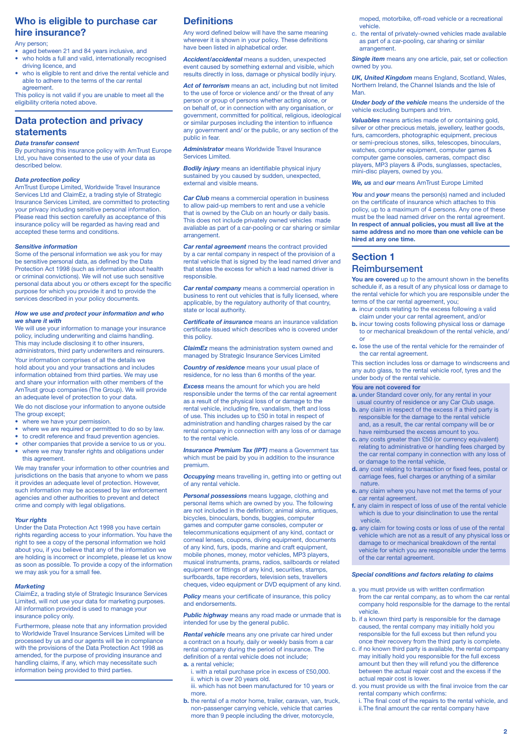## Who is eligible to purchase car hire insurance?

Any person;

- aged between 21 and 84 years inclusive, and
- who holds a full and valid, internationally recognised driving licence, and
- who is eligible to rent and drive the rental vehicle and able to adhere to the terms of the car rental agreement.

This policy is not valid if you are unable to meet all the eligibility criteria noted above.

## Data protection and privacy statements

***Data transfer consent***

By purchasing this insurance policy with AmTrust Europe Ltd, you have consented to the use of your data as described below.

***Data protection policy***

AmTrust Europe Limited, Worldwide Travel Insurance Services Ltd and ClaimEz, a trading style of Strategic Insurance Services Limited, are committed to protecting your privacy including sensitive personal information. Please read this section carefully as acceptance of this insurance policy will be regarded as having read and accepted these terms and conditions.

***Sensitive information***

Some of the personal information we ask you for may be sensitive personal data, as defined by the Data Protection Act 1998 (such as information about health or criminal convictions). We will not use such sensitive personal data about you or others except for the specific purpose for which you provide it and to provide the services described in your policy documents.

***How we use and protect your information and who we share it with***

We will use your information to manage your insurance policy, including underwriting and claims handling. This may include disclosing it to other insurers, administrators, third party underwriters and reinsurers.

Your information comprises of all the details we hold about you and your transactions and includes information obtained from third parties. We may use and share your information with other members of the AmTrust group companies (The Group). We will provide an adequate level of protection to your data.

We do not disclose your information to anyone outside The group except;

- where we have your permission.
- where we are required or permitted to do so by law.
- to credit reference and fraud prevention agencies.
- other companies that provide a service to us or you.
- where we may transfer rights and obligations under this agreement.

We may transfer your information to other countries and jurisdictions on the basis that anyone to whom we pass it provides an adequate level of protection. However, such information may be accessed by law enforcement agencies and other authorities to prevent and detect crime and comply with legal obligations.

***Your rights***

Under the Data Protection Act 1998 you have certain rights regarding access to your information. You have the right to see a copy of the personal information we hold about you, if you believe that any of the information we are holding is incorrect or incomplete, please let us know as soon as possible. To provide a copy of the information we may ask you for a small fee.

***Marketing***

ClaimEz, a trading style of Strategic Insurance Services Limited, will not use your data for marketing purposes. All information provided is used to manage your insurance policy only.

Furthermore, please note that any information provided to Worldwide Travel Insurance Services Limited will be processed by us and our agents will be in compliance with the provisions of the Data Protection Act 1998 as amended, for the purpose of providing insurance and handling claims, if any, which may necessitate such information being provided to third parties.

## Definitions

Any word defined below will have the same meaning wherever it is shown in your policy. These definitions have been listed in alphabetical order.

***Accident/accidental*** means a sudden, unexpected event caused by something external and visible, which results directly in loss, damage or physical bodily injury.

***Act of terrorism*** means an act, including but not limited to the use of force or violence and/ or the threat of any person or group of persons whether acting alone, or on behalf of, or in connection with any organisation, or government, committed for political, religious, ideological or similar purposes including the intention to influence any government and/ or the public, or any section of the public in fear.

***Administrator*** means Worldwide Travel Insurance Services Limited.

***Bodily injury*** means an identifiable physical injury sustained by you caused by sudden, unexpected, external and visible means.

***Car Club*** means a commercial operation in business to allow paid-up members to rent and use a vehicle that is owned by the Club on an hourly or daily basis. This does not include privately owned vehicles made avaliable as part of a car-pooling or car sharing or similar arrangement.

***Car rental agreement*** means the contract provided by a car rental company in respect of the provision of a rental vehicle that is signed by the lead named driver and that states the excess for which a lead named driver is responsible.

***Car rental company*** means a commercial operation in business to rent out vehicles that is fully licensed, where applicable, by the regulatory authority of that country, state or local authority.

***Certificate of insurance*** means an insurance validation certificate issued which describes who is covered under this policy.

***ClaimEz*** means the administration system owned and managed by Strategic Insurance Services Limited

***Country of residence*** means your usual place of residence, for no less than 6 months of the year.

***Excess*** means the amount for which you are held responsible under the terms of the car rental agreement as a result of the physical loss of or damage to the rental vehicle, including fire, vandalism, theft and loss of use. This includes up to £50 in total in respect of administration and handling charges raised by the car rental company in connection with any loss of or damage to the rental vehicle.

***Insurance Premium Tax (IPT)*** means a Government tax which must be paid by you in addition to the insurance premium.

***Occupying*** means travelling in, getting into or getting out of any rental vehicle.

***Personal possessions*** means luggage, clothing and personal items which are owned by you. The following are not included in the definition; animal skins, antiques, bicycles, binoculars, bonds, buggies, computer games and computer game consoles, computer or telecommunications equipment of any kind, contact or corneal lenses, coupons, diving equipment, documents of any kind, furs, ipods, marine and craft equipment, mobile phones, money, motor vehicles, MP3 players, musical instruments, prams, radios, sailboards or related equipment or fittings of any kind, securities, stamps, surfboards, tape recorders, television sets, travellers cheques, video equipment or DVD equipment of any kind.

***Policy*** means your certificate of insurance, this policy and endorsements.

***Public highway*** means any road made or unmade that is intended for use by the general public.

***Rental vehicle*** means any one private car hired under a contract on a hourly, daily or weekly basis from a car rental company during the period of insurance. The definition of a rental vehicle does not include;

**a.** a rental vehicle;
  i. with a retail purchase price in excess of £50,000.
  ii. which is over 20 years old.
  iii. which has not been manufactured for 10 years or more.

**b.** the rental of a motor home, trailer, caravan, van, truck, non-passenger carrying vehicle, vehicle that carries more than 9 people including the driver, motorcycle, moped, motorbike, off-road vehicle or a recreational vehicle.

c. the rental of privately-owned vehicles made available as part of a car-pooling, car sharing or similar arrangement.

***Single item*** means any one article, pair, set or collection owned by you.

***UK, United Kingdom*** means England, Scotland, Wales, Northern Ireland, the Channel Islands and the Isle of Man.

***Under body of the vehicle*** means the underside of the vehicle excluding bumpers and trim.

***Valuables*** means articles made of or containing gold, silver or other precious metals, jewellery, leather goods, furs, camcorders, photographic equipment, precious or semi-precious stones, silks, telescopes, binoculars, watches, computer equipment, computer games & computer game consoles, cameras, compact disc players, MP3 players & iPods, sunglasses, spectacles, mini-disc players, owned by you.

***We, us*** and ***our*** means AmTrust Europe Limited

***You*** and ***your*** means the person(s) named and included on the certificate of insurance which attaches to this policy, up to a maximum of 4 persons. Any one of these must be the lead named driver on the rental agreement. **In respect of annual policies, you must all live at the same address and no more than one vehicle can be hired at any one time.**

## Section 1
## Reimbursement

**You are covered** up to the amount shown in the benefits schedule if, as a result of any physical loss or damage to the rental vehicle for which you are responsible under the terms of the car rental agreement, you;

**a.** incur costs relating to the excess following a valid claim under your car rental agreement, and/or
**b.** incur towing costs following physical loss or damage to or mechanical breakdown of the rental vehicle, and/ or
**c.** lose the use of the rental vehicle for the remainder of the car rental agreement.

This section includes loss or damage to windscreens and any auto glass, to the rental vehicle roof, tyres and the under body of the rental vehicle.

**You are not covered for**

**a.** under Standard cover only, for any rental in your usual country of residence or any Car Club usage.
**b.** any claim in respect of the excess if a third party is responsible for the damage to the rental vehicle and, as a result, the car rental company will be or have reimbursed the excess amount to you.
**c.** any costs greater than £50 (or currency equivalent) relating to administrative or handling fees charged by the car rental company in connection with any loss of or damage to the rental vehicle,
**d.** any cost relating to transaction or fixed fees, postal or carriage fees, fuel charges or anything of a similar nature.
**e.** any claim where you have not met the terms of your car rental agreement.
**f.** any claim in respect of loss of use of the rental vehicle which is due to your disinclination to use the rental vehicle.
**g.** any claim for towing costs or loss of use of the rental vehicle which are not as a result of any physical loss or damage to or mechanical breakdown of the rental vehicle for which you are responsible under the terms of the car rental agreement.

***Special conditions and factors relating to claims***

a. you must provide us with written confirmation from the car rental company, as to whom the car rental company hold responsible for the damage to the rental vehicle.
b. if a known third party is responsible for the damage caused, the rental company may initially hold you responsible for the full excess but then refund you once their recovery from the third party is complete.
c. if no known third party is available, the rental company may initially hold you responsible for the full excess amount but then they will refund you the difference between the actual repair cost and the excess if the actual repair cost is lower.
d. you must provide us with the final invoice from the car rental company which confirms:
  i. The final cost of the repairs to the rental vehicle, and
  ii.The final amount the car rental company have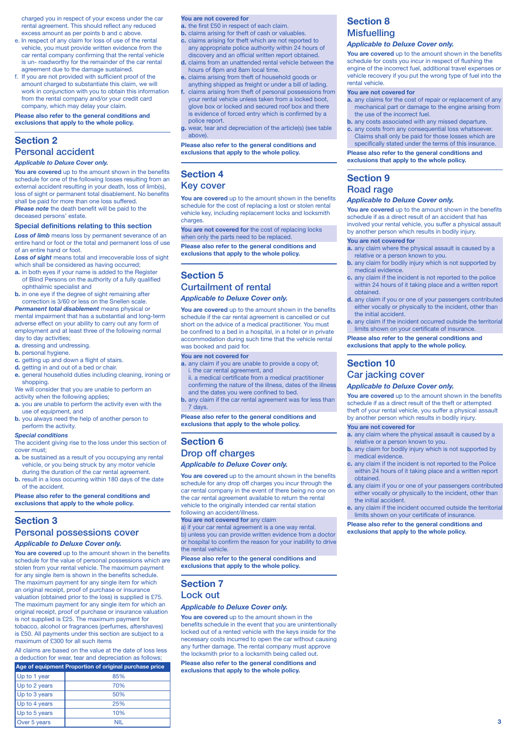charged you in respect of your excess under the car rental agreement. This should reflect any reduced excess amount as per points b and c above.

e. In respect of any claim for loss of use of the rental vehicle, you must provide written evidence from the car rental company confirming that the rental vehicle is un- roadworthy for the remainder of the car rental agreement due to the damage sustained.
f. If you are not provided with sufficient proof of the amount charged to substantiate this claim, we will work in conjunction with you to obtain this information from the rental company and/or your credit card company, which may delay your claim.

**Please also refer to the general conditions and exclusions that apply to the whole policy.**

## Section 2
## Personal accident

***Applicable to Deluxe Cover only.***

**You are covered** up to the amount shown in the benefits schedule for one of the following losses resulting from an external accident resulting in your death, loss of limb(s), loss of sight or permanent total disablement. No benefits shall be paid for more than one loss suffered.
***Please note*** the death benefit will be paid to the deceased persons' estate.

### Special definitions relating to this section

***Loss of limb*** means loss by permanent severance of an entire hand or foot or the total and permanent loss of use of an entire hand or foot.

***Loss of sight*** means total and irrecoverable loss of sight which shall be considered as having occurred;

**a.** in both eyes if your name is added to the Register of Blind Persons on the authority of a fully qualified ophthalmic specialist and
**b.** in one eye if the degree of sight remaining after correction is 3/60 or less on the Snellen scale.

***Permanent total disablement*** means physical or mental impairment that has a substantial and long-term adverse effect on your ability to carry out any form of employment and at least three of the following normal day to day activities;

**a.** dressing and undressing.
**b.** personal hygiene.
**c.** getting up and down a flight of stairs.
**d.** getting in and out of a bed or chair.
**e.** general household duties including cleaning, ironing or shopping.

We will consider that you are unable to perform an activity when the following applies;

**a.** you are unable to perform the activity even with the use of equipment, and
**b.** you always need the help of another person to perform the activity.

***Special conditions***

The accident giving rise to the loss under this section of cover must;

**a.** be sustained as a result of you occupying any rental vehicle, or you being struck by any motor vehicle during the duration of the car rental agreement.
**b.** result in a loss occurring within 180 days of the date of the accident.

**Please also refer to the general conditions and exclusions that apply to the whole policy.**

## Section 3
## Personal possessions cover

***Applicable to Deluxe Cover only.***

**You are covered** up to the amount shown in the benefits schedule for the value of personal possessions which are stolen from your rental vehicle. The maximum payment for any single item is shown in the benefits schedule. The maximum payment for any single item for which an original receipt, proof of purchase or insurance valuation (obtained prior to the loss) is supplied is £75. The maximum payment for any single item for which an original receipt, proof of purchase or insurance valuation is not supplied is £25. The maximum payment for tobacco, alcohol or fragrances (perfumes, aftershaves) is £50. All payments under this section are subject to a maximum of £300 for all such items

All claims are based on the value at the date of loss less a deduction for wear, tear and depreciation as follows;

| Age of equipment | Proportion of original purchase price |
|---|---|
| Up to 1 year | 85% |
| Up to 2 years | 70% |
| Up to 3 years | 50% |
| Up to 4 years | 25% |
| Up to 5 years | 10% |
| Over 5 years | NIL |

**You are not covered for**

**a.** the first £50 in respect of each claim.
**b.** claims arising for theft of cash or valuables.
**c.** claims arising for theft which are not reported to any appropriate police authority within 24 hours of discovery and an official written report obtained.
**d.** claims from an unattended rental vehicle between the hours of 8pm and 8am local time.
**e.** claims arising from theft of household goods or anything shipped as freight or under a bill of lading.
**f.** claims arising from theft of personal possessions from your rental vehicle unless taken from a locked boot, glove box or locked and secured roof box and there is evidence of forced entry which is confirmed by a police report.
**g.** wear, tear and depreciation of the article(s) (see table above).

**Please also refer to the general conditions and exclusions that apply to the whole policy.**

## Section 4
## Key cover

**You are covered** up to the amount shown in the benefits schedule for the cost of replacing a lost or stolen rental vehicle key, including replacement locks and locksmith charges.

**You are not covered for** the cost of replacing locks when only the parts need to be replaced.

**Please also refer to the general conditions and exclusions that apply to the whole policy.**

## Section 5
## Curtailment of rental

***Applicable to Deluxe Cover only.***

**You are covered** up to the amount shown in the benefits schedule if the car rental agreement is cancelled or cut short on the advice of a medical practitioner. You must be confined to a bed in a hospital, in a hotel or in private accommodation during such time that the vehicle rental was booked and paid for.

**You are not covered for**

**a.** any claim if you are unable to provide a copy of;
   i. the car rental agreement, and
   ii. a medical certificate from a medical practitioner confirming the nature of the illness, dates of the illness and the dates you were confined to bed.
**b.** any claim if the car rental agreement was for less than 7 days.

**Please also refer to the general conditions and exclusions that apply to the whole policy.**

## Section 6
## Drop off charges

***Applicable to Deluxe Cover only.***

**You are covered** up to the amount shown in the benefits schedule for any drop off charges you incur through the car rental company in the event of there being no one on the car rental agreement available to return the rental vehicle to the originally intended car rental station following an accident/illness.

**You are not covered for** any claim

a) if your car rental agreement is a one way rental.
b) unless you can provide written evidence from a doctor or hospital to confirm the reason for your inability to drive the rental vehicle.

**Please also refer to the general conditions and exclusions that apply to the whole policy.**

## Section 7
## Lock out

***Applicable to Deluxe Cover only.***

**You are covered** up to the amount shown in the benefits schedule in the event that you are unintentionally locked out of a rented vehicle with the keys inside for the necessary costs incurred to open the car without causing any further damage. The rental company must approve the locksmith prior to a locksmith being called out.

**Please also refer to the general conditions and exclusions that apply to the whole policy.**

## Section 8
## Misfuelling

***Applicable to Deluxe Cover only.***

**You are covered** up to the amount shown in the benefits schedule for costs you incur in respect of flushing the engine of the incorrect fuel, additional travel expenses or vehicle recovery if you put the wrong type of fuel into the rental vehicle.

**You are not covered for**

**a.** any claims for the cost of repair or replacement of any mechanical part or damage to the engine arising from the use of the incorrect fuel.
**b.** any costs associated with any missed departure.
**c.** any costs from any consequential loss whatsoever. Claims shall only be paid for those losses which are specifically stated under the terms of this insurance.

**Please also refer to the general conditions and exclusions that apply to the whole policy.**

## Section 9
## Road rage

***Applicable to Deluxe Cover only.***

**You are covered** up to the amount shown in the benefits schedule if as a direct result of an accident that has involved your rental vehicle, you suffer a physical assault by another person which results in bodily injury.

**You are not covered for**

**a.** any claim where the physical assault is caused by a relative or a person known to you.
**b.** any claim for bodily injury which is not supported by medical evidence.
**c.** any claim if the incident is not reported to the police within 24 hours of it taking place and a written report obtained.
**d.** any claim if you or one of your passengers contributed either vocally or physically to the incident, other than the initial accident.
**e.** any claim if the incident occurred outside the territorial limits shown on your certificate of insurance.

**Please also refer to the general conditions and exclusions that apply to the whole policy.**

## Section 10
## Car jacking cover

***Applicable to Deluxe Cover only.***

**You are covered** up to the amount shown in the benefits schedule if as a direct result of the theft or attempted theft of your rental vehicle, you suffer a physical assault by another person which results in bodily injury.

**You are not covered for**

**a.** any claim where the physical assault is caused by a relative or a person known to you.
**b.** any claim for bodily injury which is not supported by medical evidence.
**c.** any claim if the incident is not reported to the Police within 24 hours of it taking place and a written report obtained.
**d.** any claim if you or one of your passengers contributed either vocally or physically to the incident, other than the initial accident.
**e.** any claim if the incident occurred outside the territorial limits shown on your certificate of insurance.

**Please also refer to the general conditions and exclusions that apply to the whole policy.**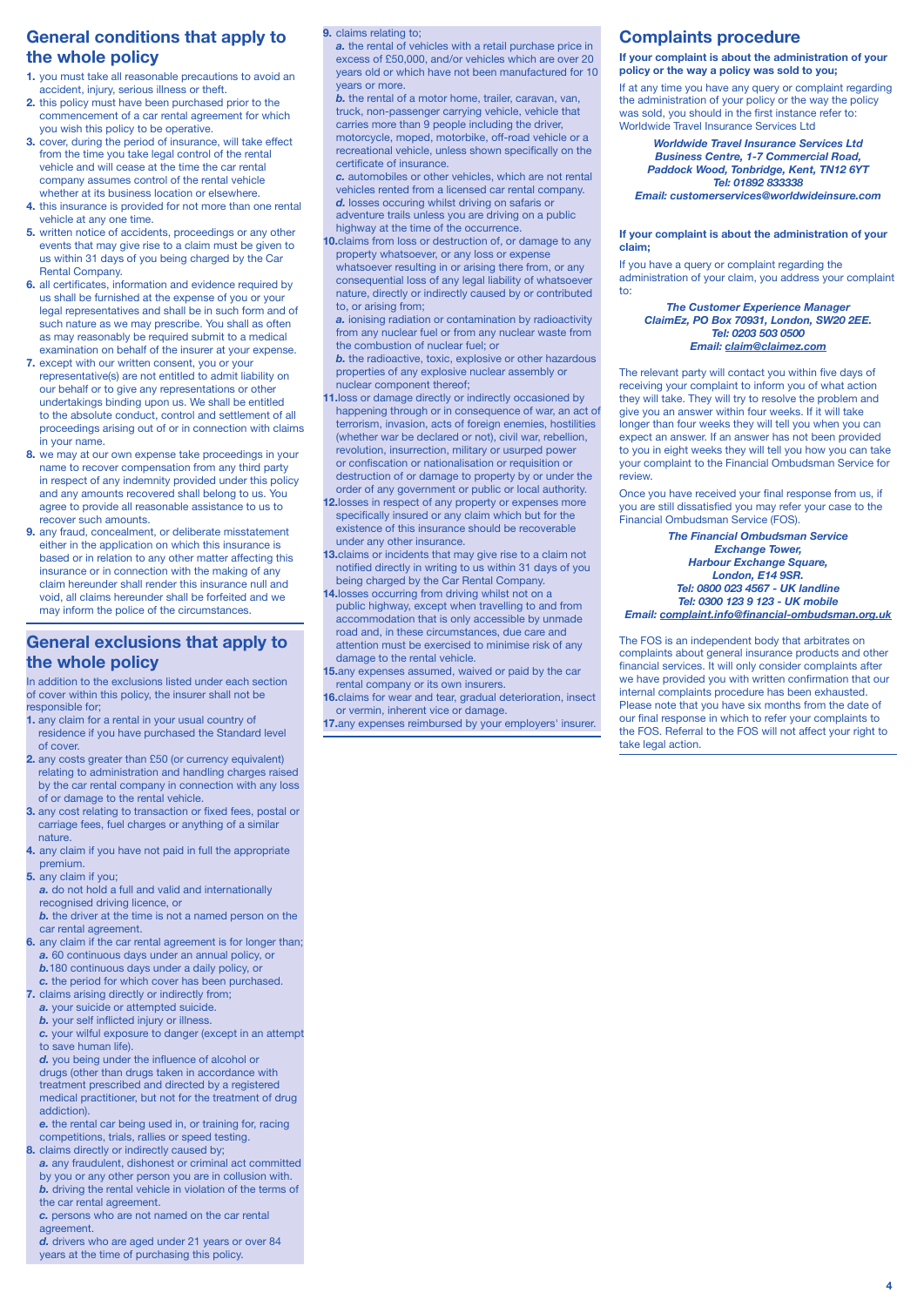## General conditions that apply to the whole policy

1. you must take all reasonable precautions to avoid an accident, injury, serious illness or theft.
2. this policy must have been purchased prior to the commencement of a car rental agreement for which you wish this policy to be operative.
3. cover, during the period of insurance, will take effect from the time you take legal control of the rental vehicle and will cease at the time the car rental company assumes control of the rental vehicle whether at its business location or elsewhere.
4. this insurance is provided for not more than one rental vehicle at any one time.
5. written notice of accidents, proceedings or any other events that may give rise to a claim must be given to us within 31 days of you being charged by the Car Rental Company.
6. all certificates, information and evidence required by us shall be furnished at the expense of you or your legal representatives and shall be in such form and of such nature as we may prescribe. You shall as often as may reasonably be required submit to a medical examination on behalf of the insurer at your expense.
7. except with our written consent, you or your representative(s) are not entitled to admit liability on our behalf or to give any representations or other undertakings binding upon us. We shall be entitled to the absolute conduct, control and settlement of all proceedings arising out of or in connection with claims in your name.
8. we may at our own expense take proceedings in your name to recover compensation from any third party in respect of any indemnity provided under this policy and any amounts recovered shall belong to us. You agree to provide all reasonable assistance to us to recover such amounts.
9. any fraud, concealment, or deliberate misstatement either in the application on which this insurance is based or in relation to any other matter affecting this insurance or in connection with the making of any claim hereunder shall render this insurance null and void, all claims hereunder shall be forfeited and we may inform the police of the circumstances.

## General exclusions that apply to the whole policy

In addition to the exclusions listed under each section of cover within this policy, the insurer shall not be responsible for;

1. any claim for a rental in your usual country of residence if you have purchased the Standard level of cover.
2. any costs greater than £50 (or currency equivalent) relating to administration and handling charges raised by the car rental company in connection with any loss of or damage to the rental vehicle.
3. any cost relating to transaction or fixed fees, postal or carriage fees, fuel charges or anything of a similar nature.
4. any claim if you have not paid in full the appropriate premium.
5. any claim if you;
   *a.* do not hold a full and valid and internationally recognised driving licence, or
   *b.* the driver at the time is not a named person on the car rental agreement.
6. any claim if the car rental agreement is for longer than;
   *a.* 60 continuous days under an annual policy, or
   *b.* 180 continuous days under a daily policy, or
   *c.* the period for which cover has been purchased.
7. claims arising directly or indirectly from;
   *a.* your suicide or attempted suicide.
   *b.* your self inflicted injury or illness.
   *c.* your wilful exposure to danger (except in an attempt to save human life).
   *d.* you being under the influence of alcohol or drugs (other than drugs taken in accordance with treatment prescribed and directed by a registered medical practitioner, but not for the treatment of drug addiction).
   *e.* the rental car being used in, or training for, racing competitions, trials, rallies or speed testing.
8. claims directly or indirectly caused by;
   *a.* any fraudulent, dishonest or criminal act committed by you or any other person you are in collusion with.
   *b.* driving the rental vehicle in violation of the terms of the car rental agreement.
   *c.* persons who are not named on the car rental agreement.
   *d.* drivers who are aged under 21 years or over 84 years at the time of purchasing this policy.
9. claims relating to;
   *a.* the rental of vehicles with a retail purchase price in excess of £50,000, and/or vehicles which are over 20 years old or which have not been manufactured for 10 years or more.
   *b.* the rental of a motor home, trailer, caravan, van, truck, non-passenger carrying vehicle, vehicle that carries more than 9 people including the driver, motorcycle, moped, motorbike, off-road vehicle or a recreational vehicle, unless shown specifically on the certificate of insurance.
   *c.* automobiles or other vehicles, which are not rental vehicles rented from a licensed car rental company.
   *d.* losses occuring whilst driving on safaris or adventure trails unless you are driving on a public highway at the time of the occurrence.
10. claims from loss or destruction of, or damage to any property whatsoever, or any loss or expense whatsoever resulting in or arising there from, or any consequential loss of any legal liability of whatsoever nature, directly or indirectly caused by or contributed to, or arising from;
    *a.* ionising radiation or contamination by radioactivity from any nuclear fuel or from any nuclear waste from the combustion of nuclear fuel; or
    *b.* the radioactive, toxic, explosive or other hazardous properties of any explosive nuclear assembly or nuclear component thereof;
11. loss or damage directly or indirectly occasioned by happening through or in consequence of war, an act of terrorism, invasion, acts of foreign enemies, hostilities (whether war be declared or not), civil war, rebellion, revolution, insurrection, military or usurped power or confiscation or nationalisation or requisition or destruction of or damage to property by or under the order of any government or public or local authority.
12. losses in respect of any property or expenses more specifically insured or any claim which but for the existence of this insurance should be recoverable under any other insurance.
13. claims or incidents that may give rise to a claim not notified directly in writing to us within 31 days of you being charged by the Car Rental Company.
14. losses occurring from driving whilst not on a public highway, except when travelling to and from accommodation that is only accessible by unmade road and, in these circumstances, due care and attention must be exercised to minimise risk of any damage to the rental vehicle.
15. any expenses assumed, waived or paid by the car rental company or its own insurers.
16. claims for wear and tear, gradual deterioration, insect or vermin, inherent vice or damage.
17. any expenses reimbursed by your employers' insurer.

## Complaints procedure

**If your complaint is about the administration of your policy or the way a policy was sold to you;**

If at any time you have any query or complaint regarding the administration of your policy or the way the policy was sold, you should in the first instance refer to: Worldwide Travel Insurance Services Ltd

***Worldwide Travel Insurance Services Ltd***
***Business Centre, 1-7 Commercial Road,***
***Paddock Wood, Tonbridge, Kent, TN12 6YT***
***Tel: 01892 833338***
***Email: customerservices@worldwideinsure.com***

**If your complaint is about the administration of your claim;**

If you have a query or complaint regarding the administration of your claim, you address your complaint to:

***The Customer Experience Manager***
***ClaimEz, PO Box 70931, London, SW20 2EE.***
***Tel: 0203 503 0500***
***Email: claim@claimez.com***

The relevant party will contact you within five days of receiving your complaint to inform you of what action they will take. They will try to resolve the problem and give you an answer within four weeks. If it will take longer than four weeks they will tell you when you can expect an answer. If an answer has not been provided to you in eight weeks they will tell you how you can take your complaint to the Financial Ombudsman Service for review.

Once you have received your final response from us, if you are still dissatisfied you may refer your case to the Financial Ombudsman Service (FOS).

***The Financial Ombudsman Service***
***Exchange Tower,***
***Harbour Exchange Square,***
***London, E14 9SR.***
***Tel: 0800 023 4567 - UK landline***
***Tel: 0300 123 9 123 - UK mobile***
***Email: complaint.info@financial-ombudsman.org.uk***

The FOS is an independent body that arbitrates on complaints about general insurance products and other financial services. It will only consider complaints after we have provided you with written confirmation that our internal complaints procedure has been exhausted. Please note that you have six months from the date of our final response in which to refer your complaints to the FOS. Referral to the FOS will not affect your right to take legal action.